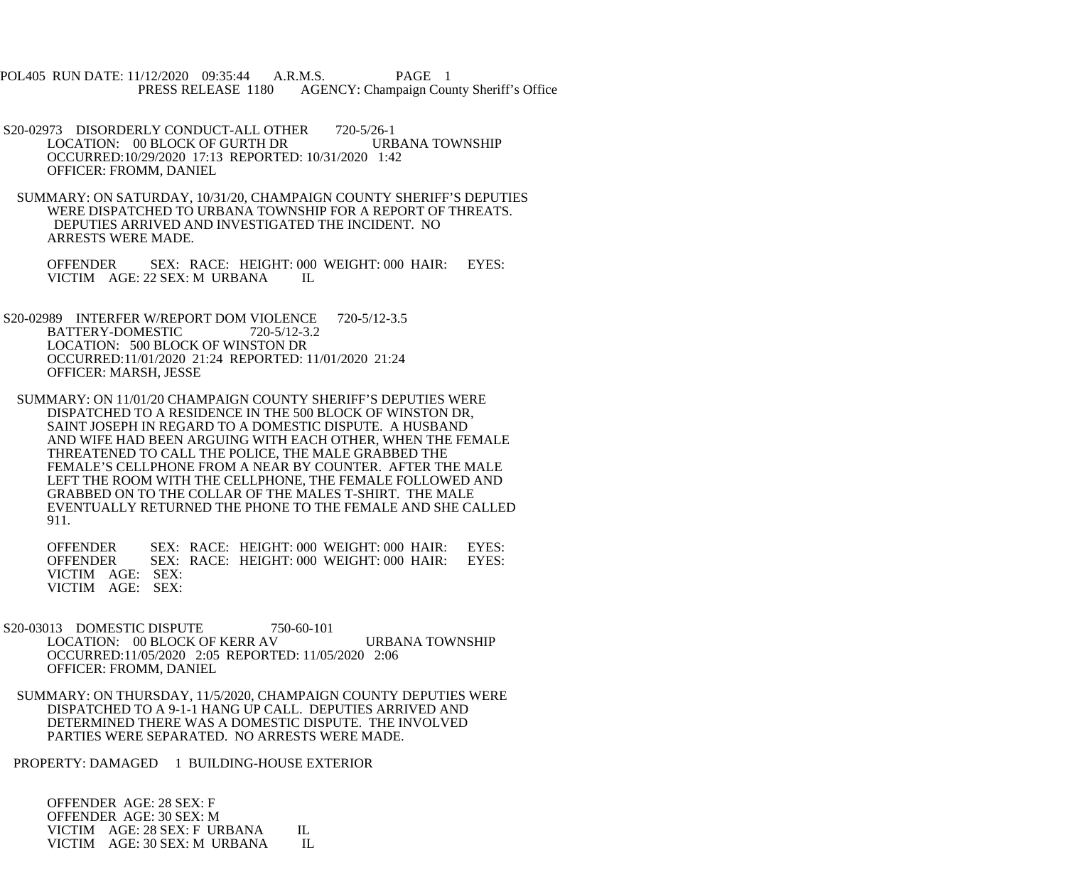POL405 RUN DATE: 11/12/2020 09:35:44 A.R.M.S. PAGE 1
PRESS RELEASE 1180 AGENCY: Champaign County Sheriff's Office

S20-02973 DISORDERLY CONDUCT-ALL OTHER 720-5/26-1
LOCATION: 00 BLOCK OF GURTH DR URBANA TOWNSHIP
OCCURRED:10/29/2020 17:13 REPORTED: 10/31/2020 1:42
OFFICER: FROMM, DANIEL

SUMMARY: ON SATURDAY, 10/31/20, CHAMPAIGN COUNTY SHERIFF'S DEPUTIES WERE DISPATCHED TO URBANA TOWNSHIP FOR A REPORT OF THREATS. DEPUTIES ARRIVED AND INVESTIGATED THE INCIDENT. NO ARRESTS WERE MADE.

OFFENDER SEX: RACE: HEIGHT: 000 WEIGHT: 000 HAIR: EYES:
VICTIM AGE: 22 SEX: M URBANA IL

S20-02989 INTERFER W/REPORT DOM VIOLENCE 720-5/12-3.5
BATTERY-DOMESTIC 720-5/12-3.2
LOCATION: 500 BLOCK OF WINSTON DR
OCCURRED:11/01/2020 21:24 REPORTED: 11/01/2020 21:24
OFFICER: MARSH, JESSE

SUMMARY: ON 11/01/20 CHAMPAIGN COUNTY SHERIFF'S DEPUTIES WERE DISPATCHED TO A RESIDENCE IN THE 500 BLOCK OF WINSTON DR, SAINT JOSEPH IN REGARD TO A DOMESTIC DISPUTE. A HUSBAND AND WIFE HAD BEEN ARGUING WITH EACH OTHER, WHEN THE FEMALE THREATENED TO CALL THE POLICE, THE MALE GRABBED THE FEMALE'S CELLPHONE FROM A NEAR BY COUNTER. AFTER THE MALE LEFT THE ROOM WITH THE CELLPHONE, THE FEMALE FOLLOWED AND GRABBED ON TO THE COLLAR OF THE MALES T-SHIRT. THE MALE EVENTUALLY RETURNED THE PHONE TO THE FEMALE AND SHE CALLED 911.

OFFENDER SEX: RACE: HEIGHT: 000 WEIGHT: 000 HAIR: EYES:
OFFENDER SEX: RACE: HEIGHT: 000 WEIGHT: 000 HAIR: EYES:
VICTIM AGE: SEX:
VICTIM AGE: SEX:

S20-03013 DOMESTIC DISPUTE 750-60-101
LOCATION: 00 BLOCK OF KERR AV URBANA TOWNSHIP
OCCURRED:11/05/2020 2:05 REPORTED: 11/05/2020 2:06
OFFICER: FROMM, DANIEL

SUMMARY: ON THURSDAY, 11/5/2020, CHAMPAIGN COUNTY DEPUTIES WERE DISPATCHED TO A 9-1-1 HANG UP CALL. DEPUTIES ARRIVED AND DETERMINED THERE WAS A DOMESTIC DISPUTE. THE INVOLVED PARTIES WERE SEPARATED. NO ARRESTS WERE MADE.

PROPERTY: DAMAGED 1 BUILDING-HOUSE EXTERIOR

OFFENDER AGE: 28 SEX: F
OFFENDER AGE: 30 SEX: M
VICTIM AGE: 28 SEX: F URBANA IL
VICTIM AGE: 30 SEX: M URBANA IL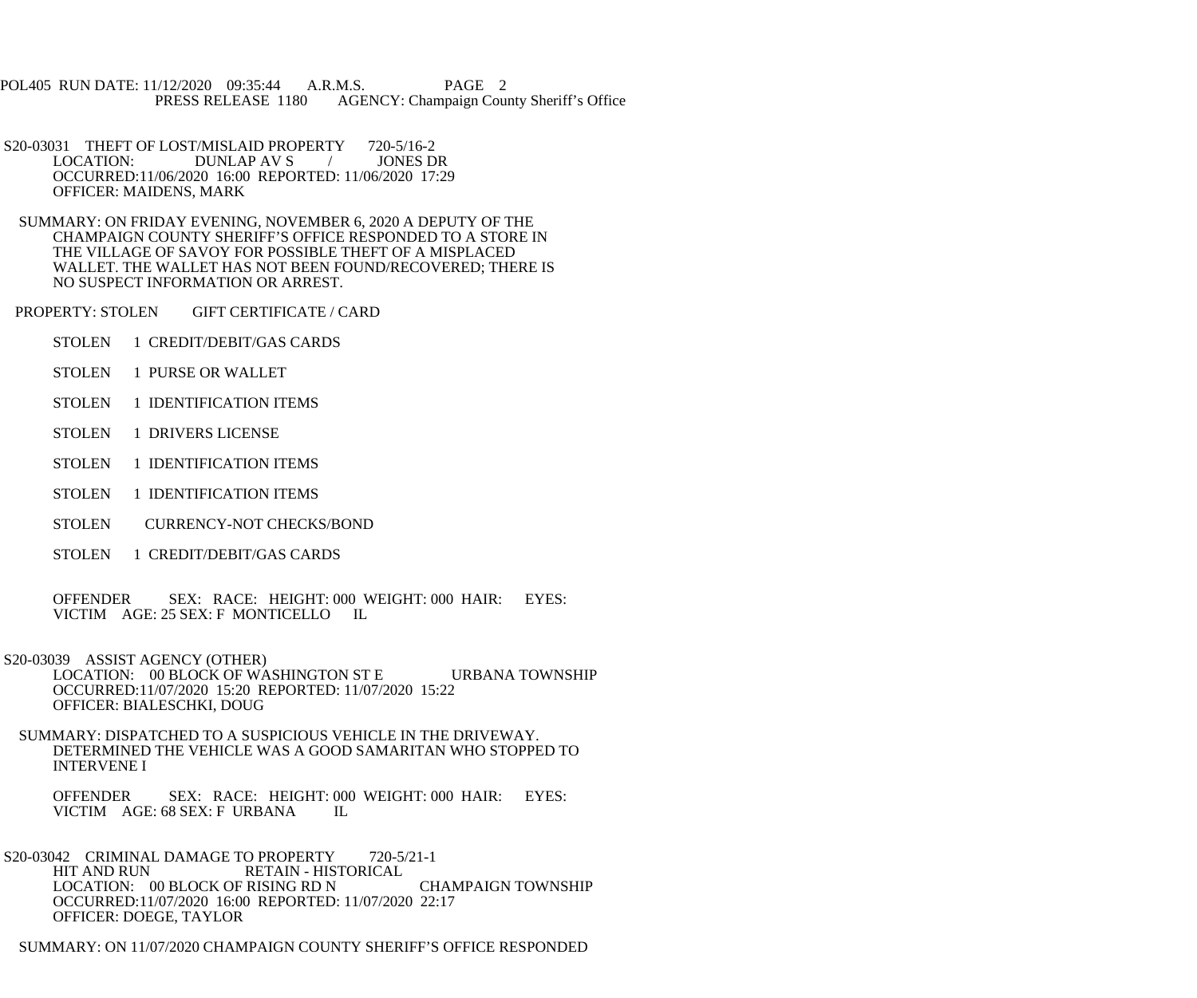S20-03031 THEFT OF LOST/MISLAID PROPERTY 720-5/16-2
LOCATION: DUNLAP AV S / JONES DR
OCCURRED:11/06/2020 16:00 REPORTED: 11/06/2020 17:29
OFFICER: MAIDENS, MARK

SUMMARY: ON FRIDAY EVENING, NOVEMBER 6, 2020 A DEPUTY OF THE CHAMPAIGN COUNTY SHERIFF'S OFFICE RESPONDED TO A STORE IN THE VILLAGE OF SAVOY FOR POSSIBLE THEFT OF A MISPLACED WALLET. THE WALLET HAS NOT BEEN FOUND/RECOVERED; THERE IS NO SUSPECT INFORMATION OR ARREST.

PROPERTY: STOLEN GIFT CERTIFICATE / CARD

STOLEN 1 CREDIT/DEBIT/GAS CARDS

STOLEN 1 PURSE OR WALLET

STOLEN 1 IDENTIFICATION ITEMS

STOLEN 1 DRIVERS LICENSE

STOLEN 1 IDENTIFICATION ITEMS

STOLEN 1 IDENTIFICATION ITEMS

STOLEN CURRENCY-NOT CHECKS/BOND

STOLEN 1 CREDIT/DEBIT/GAS CARDS

OFFENDER SEX: RACE: HEIGHT: 000 WEIGHT: 000 HAIR: EYES:
VICTIM AGE: 25 SEX: F MONTICELLO IL

S20-03039 ASSIST AGENCY (OTHER)
LOCATION: 00 BLOCK OF WASHINGTON ST E URBANA TOWNSHIP
OCCURRED:11/07/2020 15:20 REPORTED: 11/07/2020 15:22
OFFICER: BIALESCHKI, DOUG

SUMMARY: DISPATCHED TO A SUSPICIOUS VEHICLE IN THE DRIVEWAY. DETERMINED THE VEHICLE WAS A GOOD SAMARITAN WHO STOPPED TO INTERVENE I

OFFENDER SEX: RACE: HEIGHT: 000 WEIGHT: 000 HAIR: EYES:
VICTIM AGE: 68 SEX: F URBANA IL

S20-03042 CRIMINAL DAMAGE TO PROPERTY 720-5/21-1
HIT AND RUN RETAIN - HISTORICAL
LOCATION: 00 BLOCK OF RISING RD N CHAMPAIGN TOWNSHIP
OCCURRED:11/07/2020 16:00 REPORTED: 11/07/2020 22:17
OFFICER: DOEGE, TAYLOR

SUMMARY: ON 11/07/2020 CHAMPAIGN COUNTY SHERIFF'S OFFICE RESPONDED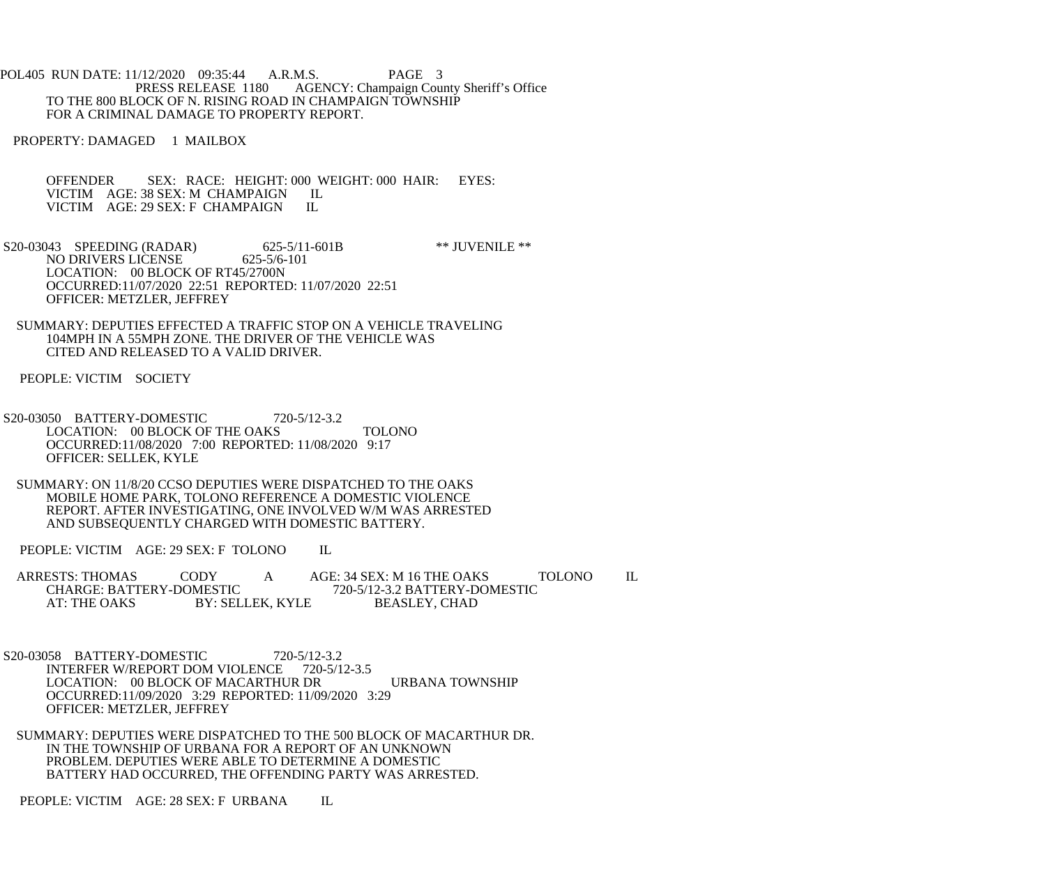TO THE 800 BLOCK OF N. RISING ROAD IN CHAMPAIGN TOWNSHIP
FOR A CRIMINAL DAMAGE TO PROPERTY REPORT.

PROPERTY: DAMAGED 1 MAILBOX

OFFENDER SEX: RACE: HEIGHT: 000 WEIGHT: 000 HAIR: EYES:
VICTIM AGE: 38 SEX: M CHAMPAIGN IL
VICTIM AGE: 29 SEX: F CHAMPAIGN IL

S20-03043 SPEEDING (RADAR) 625-5/11-601B ** JUVENILE **
NO DRIVERS LICENSE 625-5/6-101
LOCATION: 00 BLOCK OF RT45/2700N
OCCURRED:11/07/2020 22:51 REPORTED: 11/07/2020 22:51
OFFICER: METZLER, JEFFREY

SUMMARY: DEPUTIES EFFECTED A TRAFFIC STOP ON A VEHICLE TRAVELING 104MPH IN A 55MPH ZONE. THE DRIVER OF THE VEHICLE WAS CITED AND RELEASED TO A VALID DRIVER.

PEOPLE: VICTIM SOCIETY

S20-03050 BATTERY-DOMESTIC 720-5/12-3.2
LOCATION: 00 BLOCK OF THE OAKS TOLONO
OCCURRED:11/08/2020 7:00 REPORTED: 11/08/2020 9:17
OFFICER: SELLEK, KYLE

SUMMARY: ON 11/8/20 CCSO DEPUTIES WERE DISPATCHED TO THE OAKS MOBILE HOME PARK, TOLONO REFERENCE A DOMESTIC VIOLENCE REPORT. AFTER INVESTIGATING, ONE INVOLVED W/M WAS ARRESTED AND SUBSEQUENTLY CHARGED WITH DOMESTIC BATTERY.

PEOPLE: VICTIM AGE: 29 SEX: F TOLONO IL

ARRESTS: THOMAS CODY A AGE: 34 SEX: M 16 THE OAKS TOLONO IL
CHARGE: BATTERY-DOMESTIC 720-5/12-3.2 BATTERY-DOMESTIC
AT: THE OAKS BY: SELLEK, KYLE BEASLEY, CHAD

S20-03058 BATTERY-DOMESTIC 720-5/12-3.2
INTERFER W/REPORT DOM VIOLENCE 720-5/12-3.5
LOCATION: 00 BLOCK OF MACARTHUR DR URBANA TOWNSHIP
OCCURRED:11/09/2020 3:29 REPORTED: 11/09/2020 3:29
OFFICER: METZLER, JEFFREY

SUMMARY: DEPUTIES WERE DISPATCHED TO THE 500 BLOCK OF MACARTHUR DR. IN THE TOWNSHIP OF URBANA FOR A REPORT OF AN UNKNOWN PROBLEM. DEPUTIES WERE ABLE TO DETERMINE A DOMESTIC BATTERY HAD OCCURRED, THE OFFENDING PARTY WAS ARRESTED.

PEOPLE: VICTIM AGE: 28 SEX: F URBANA IL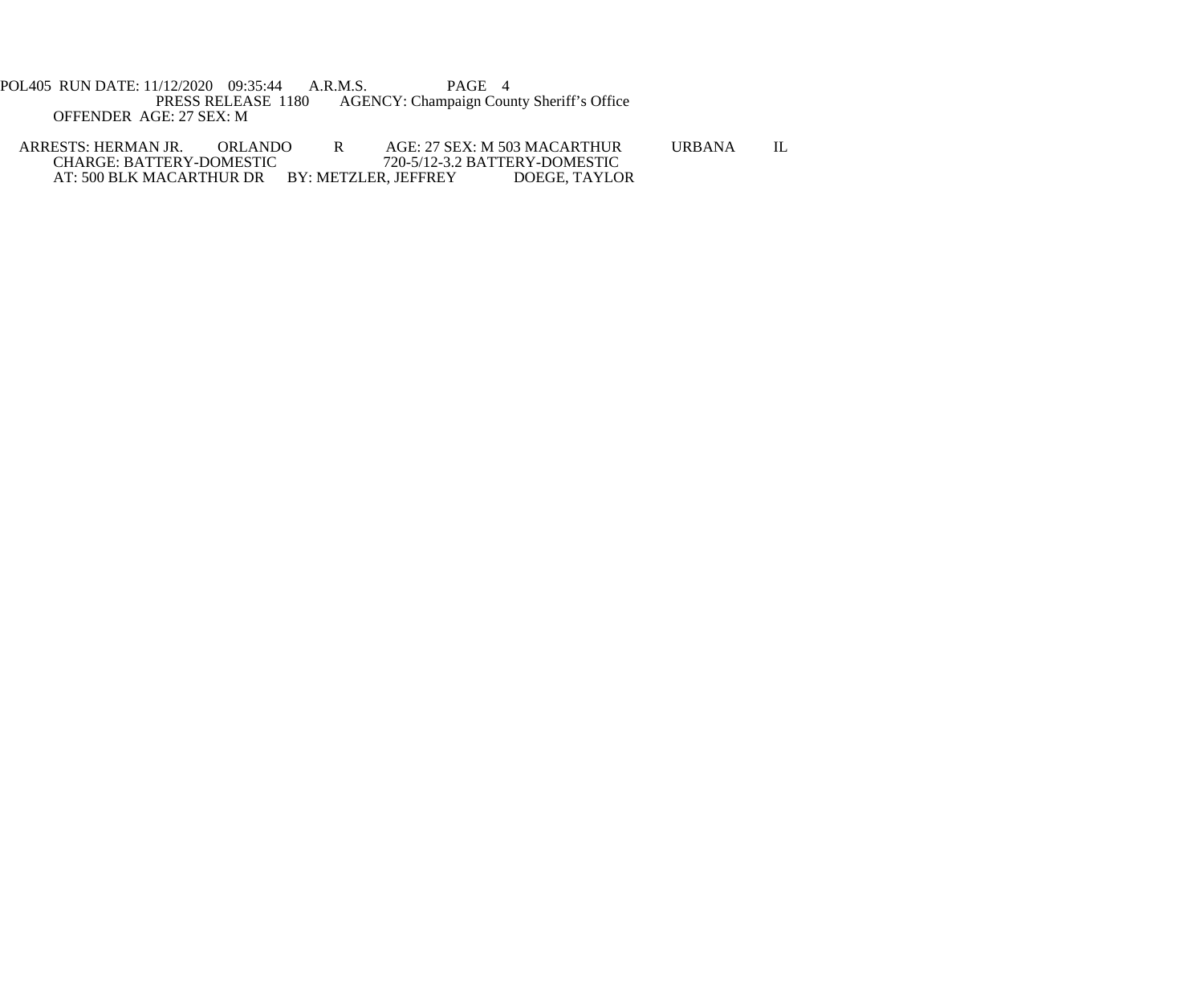POL405 RUN DATE: 11/12/2020 09:35:44 A.R.M.S. PAGE 4
PRESS RELEASE 1180 AGENCY: Champaign County Sheriff's Office
OFFENDER AGE: 27 SEX: M

ARRESTS: HERMAN JR. ORLANDO R AGE: 27 SEX: M 503 MACARTHUR URBANA IL
CHARGE: BATTERY-DOMESTIC 720-5/12-3.2 BATTERY-DOMESTIC
AT: 500 BLK MACARTHUR DR BY: METZLER, JEFFREY DOEGE, TAYLOR